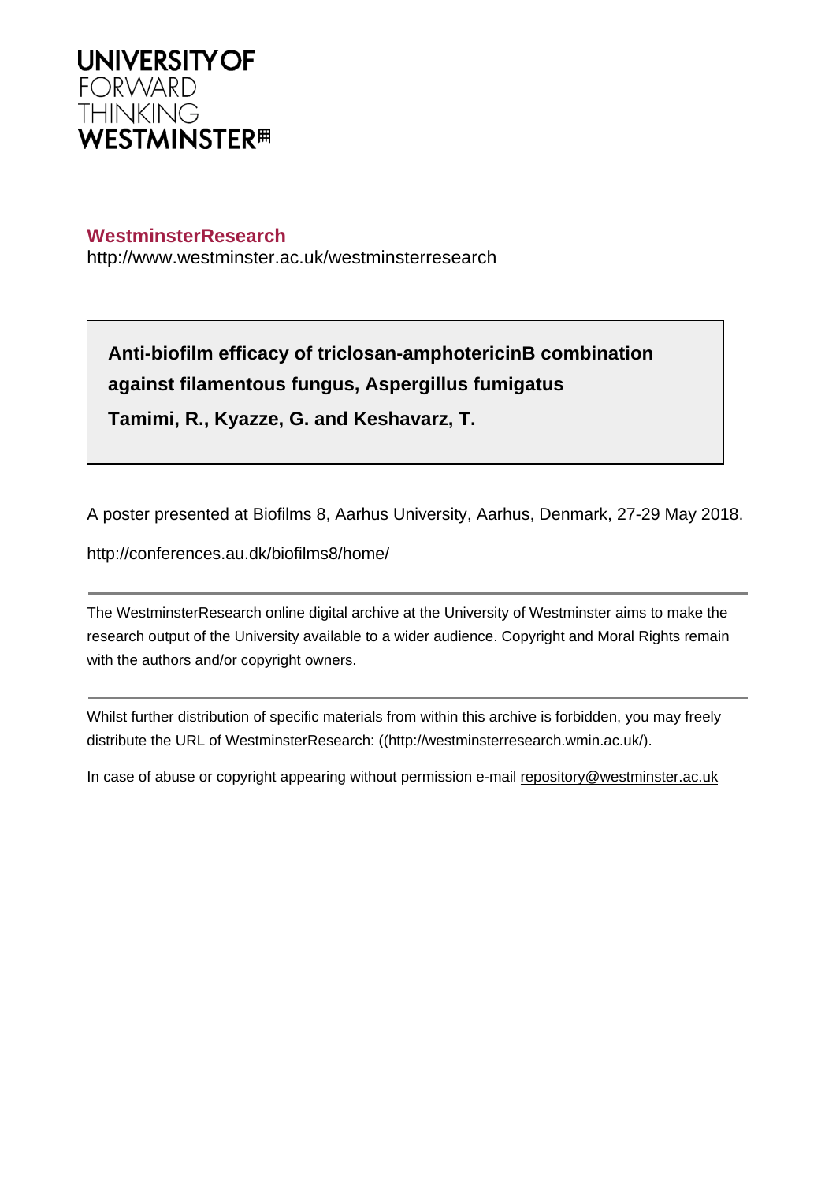UNIVERSITY OF
FORWARD
THINKING
WESTMINSTER

**WestminsterResearch**

http://www.westminster.ac.uk/westminsterresearch

**Anti-biofilm efficacy of triclosan-amphotericinB combination against filamentous fungus, Aspergillus fumigatus**

**Tamimi, R., Kyazze, G. and Keshavarz, T.**

A poster presented at Biofilms 8, Aarhus University, Aarhus, Denmark, 27-29 May 2018.

http://conferences.au.dk/biofilms8/home/

---

The WestminsterResearch online digital archive at the University of Westminster aims to make the research output of the University available to a wider audience. Copyright and Moral Rights remain with the authors and/or copyright owners.

---

Whilst further distribution of specific materials from within this archive is forbidden, you may freely distribute the URL of WestminsterResearch: ((http://westminsterresearch.wmin.ac.uk/).

In case of abuse or copyright appearing without permission e-mail repository@westminster.ac.uk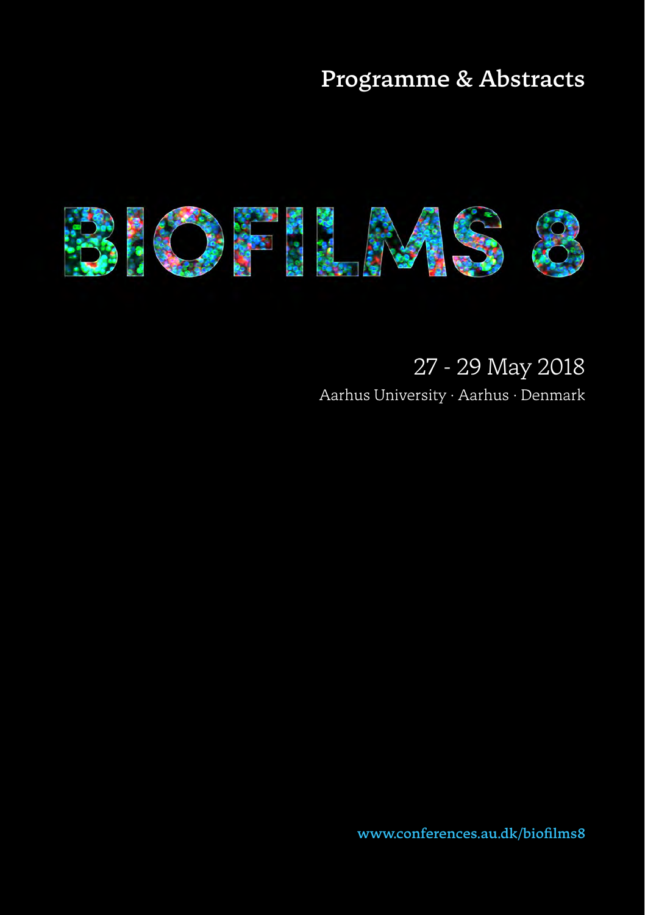Programme & Abstracts

# BIOFILMS 8

27 - 29 May 2018

Aarhus University · Aarhus · Denmark

www.conferences.au.dk/biofilms8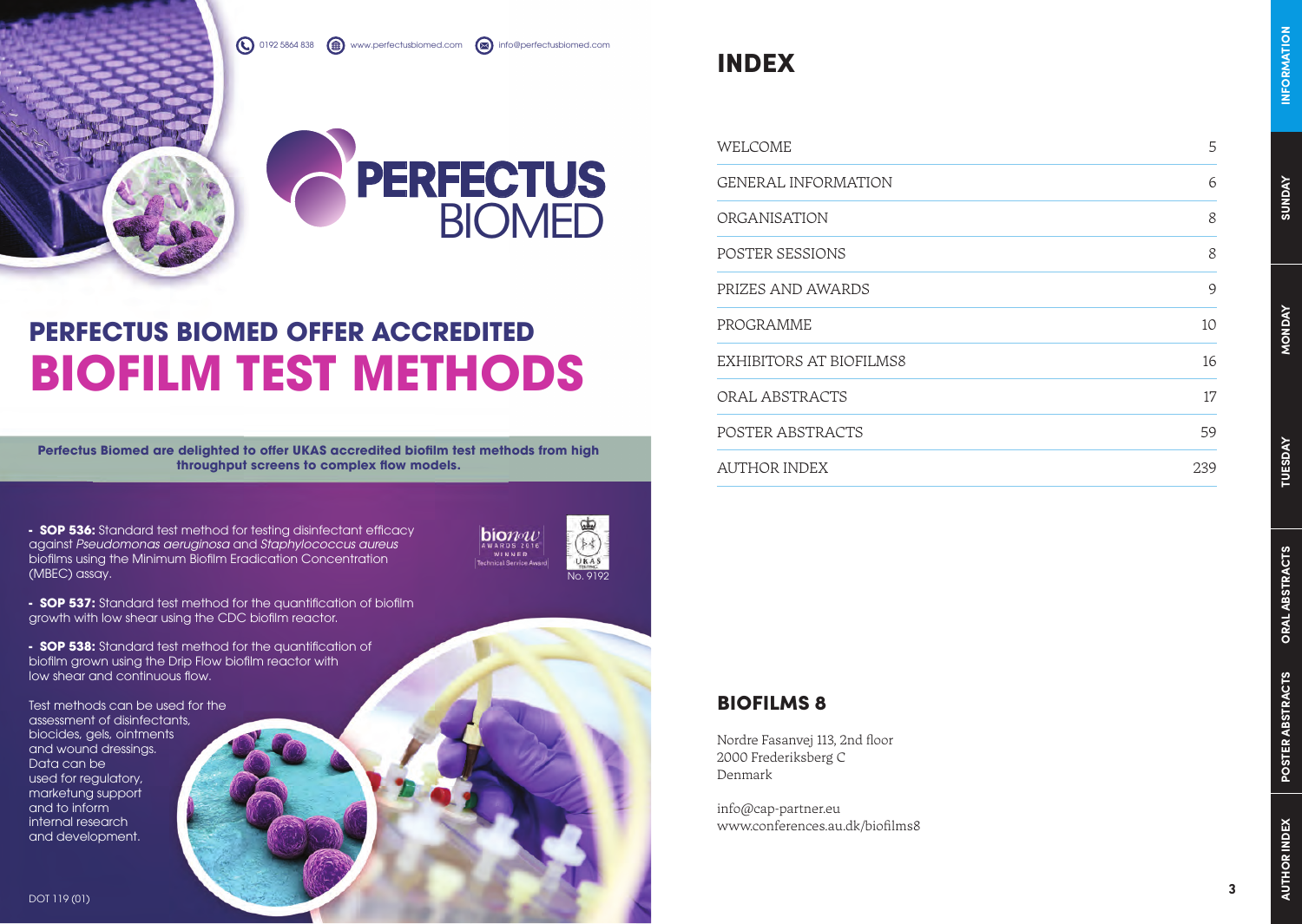0192 5864 838 www.perfectusbiomed.com info@perfectusbiomed.com

PERFECTUS BIOMED

## PERFECTUS BIOMED OFFER ACCREDITED

# BIOFILM TEST METHODS

**Perfectus Biomed are delighted to offer UKAS accredited biofilm test methods from high throughput screens to complex flow models.**

- **SOP 536:** Standard test method for testing disinfectant efficacy against *Pseudomonas aeruginosa* and *Staphylococcus aureus* biofilms using the Minimum Biofilm Eradication Concentration (MBEC) assay.
- **SOP 537:** Standard test method for the quantification of biofilm growth with low shear using the CDC biofilm reactor.
- **SOP 538:** Standard test method for the quantification of biofilm grown using the Drip Flow biofilm reactor with low shear and continuous flow.

Test methods can be used for the assessment of disinfectants, biocides, gels, ointments and wound dressings. Data can be used for regulatory, marketung support and to inform internal research and development.

bionow AWARDS 2016 WINNER Technical Service Award

UKAS TESTING No. 9192

DOT 119 (01)

# INDEX

| | |
|---|---|
| WELCOME | 5 |
| GENERAL INFORMATION | 6 |
| ORGANISATION | 8 |
| POSTER SESSIONS | 8 |
| PRIZES AND AWARDS | 9 |
| PROGRAMME | 10 |
| EXHIBITORS AT BIOFILMS8 | 16 |
| ORAL ABSTRACTS | 17 |
| POSTER ABSTRACTS | 59 |
| AUTHOR INDEX | 239 |

## BIOFILMS 8

Nordre Fasanvej 113, 2nd floor
2000 Frederiksberg C
Denmark

info@cap-partner.eu
www.conferences.au.dk/biofilms8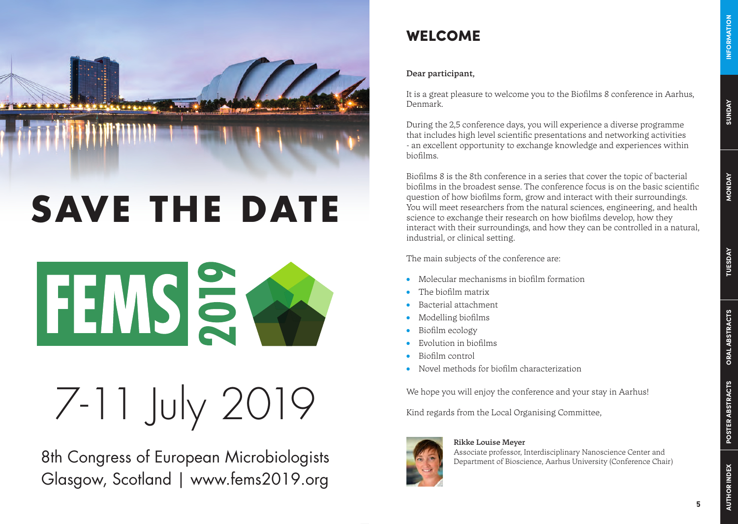# SAVE THE DATE

FEMS 2019

7-11 July 2019

8th Congress of European Microbiologists
Glasgow, Scotland | www.fems2019.org

# WELCOME

**Dear participant,**

It is a great pleasure to welcome you to the Biofilms 8 conference in Aarhus, Denmark.

During the 2,5 conference days, you will experience a diverse programme that includes high level scientific presentations and networking activities - an excellent opportunity to exchange knowledge and experiences within biofilms.

Biofilms 8 is the 8th conference in a series that cover the topic of bacterial biofilms in the broadest sense. The conference focus is on the basic scientific question of how biofilms form, grow and interact with their surroundings. You will meet researchers from the natural sciences, engineering, and health science to exchange their research on how biofilms develop, how they interact with their surroundings, and how they can be controlled in a natural, industrial, or clinical setting.

The main subjects of the conference are:

- Molecular mechanisms in biofilm formation
- The biofilm matrix
- Bacterial attachment
- Modelling biofilms
- Biofilm ecology
- Evolution in biofilms
- Biofilm control
- Novel methods for biofilm characterization

We hope you will enjoy the conference and your stay in Aarhus!

Kind regards from the Local Organising Committee,

**Rikke Louise Meyer**
Associate professor, Interdisciplinary Nanoscience Center and Department of Bioscience, Aarhus University (Conference Chair)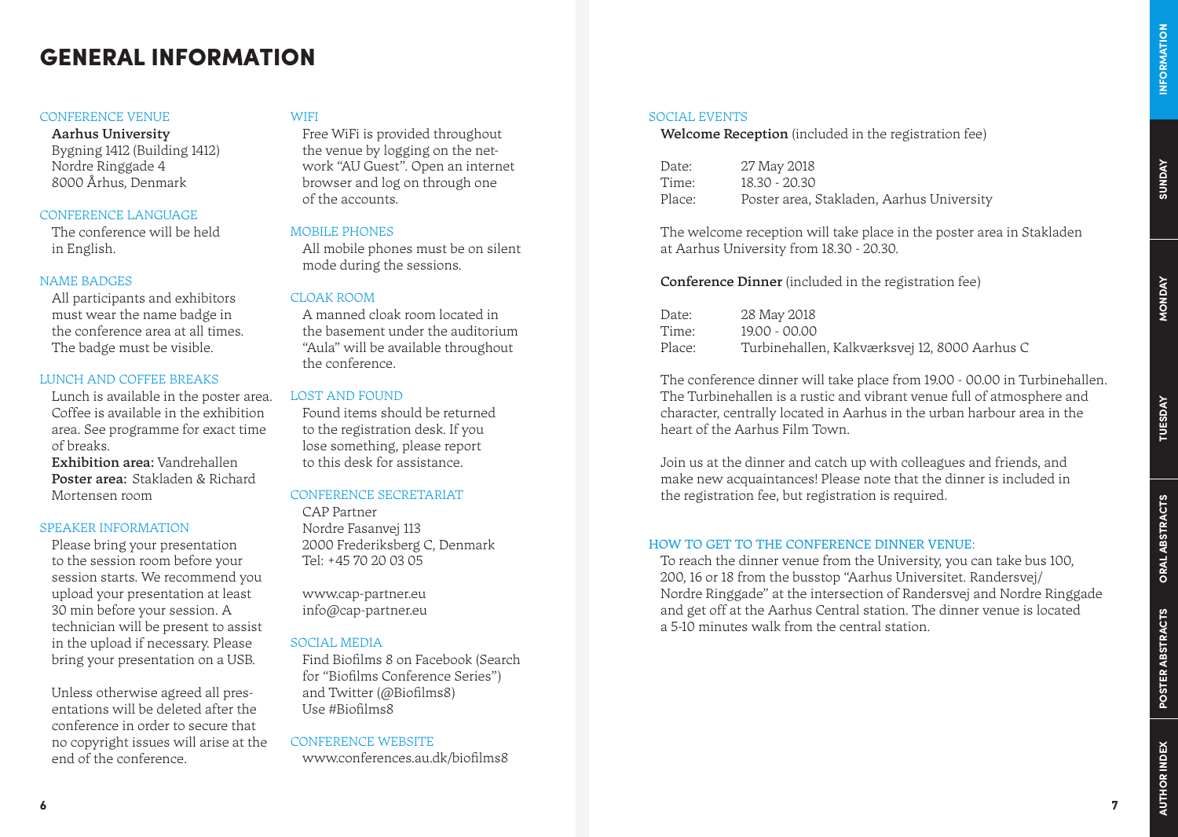# GENERAL INFORMATION

## CONFERENCE VENUE

**Aarhus University**
Bygning 1412 (Building 1412)
Nordre Ringgade 4
8000 Århus, Denmark

## CONFERENCE LANGUAGE

The conference will be held in English.

## NAME BADGES

All participants and exhibitors must wear the name badge in the conference area at all times. The badge must be visible.

## LUNCH AND COFFEE BREAKS

Lunch is available in the poster area. Coffee is available in the exhibition area. See programme for exact time of breaks.
**Exhibition area:** Vandrehallen
**Poster area:** Stakladen & Richard Mortensen room

## SPEAKER INFORMATION

Please bring your presentation to the session room before your session starts. We recommend you upload your presentation at least 30 min before your session. A technician will be present to assist in the upload if necessary. Please bring your presentation on a USB.

Unless otherwise agreed all presentations will be deleted after the conference in order to secure that no copyright issues will arise at the end of the conference.

## WIFI

Free WiFi is provided throughout the venue by logging on the network "AU Guest". Open an internet browser and log on through one of the accounts.

## MOBILE PHONES

All mobile phones must be on silent mode during the sessions.

## CLOAK ROOM

A manned cloak room located in the basement under the auditorium "Aula" will be available throughout the conference.

## LOST AND FOUND

Found items should be returned to the registration desk. If you lose something, please report to this desk for assistance.

## CONFERENCE SECRETARIAT

CAP Partner
Nordre Fasanvej 113
2000 Frederiksberg C, Denmark
Tel: +45 70 20 03 05

www.cap-partner.eu
info@cap-partner.eu

## SOCIAL MEDIA

Find Biofilms 8 on Facebook (Search for "Biofilms Conference Series") and Twitter (@Biofilms8)
Use #Biofilms8

## CONFERENCE WEBSITE

www.conferences.au.dk/biofilms8

## SOCIAL EVENTS

**Welcome Reception** (included in the registration fee)

Date: 27 May 2018
Time: 18.30 - 20.30
Place: Poster area, Stakladen, Aarhus University

The welcome reception will take place in the poster area in Stakladen at Aarhus University from 18.30 - 20.30.

**Conference Dinner** (included in the registration fee)

Date: 28 May 2018
Time: 19.00 - 00.00
Place: Turbinehallen, Kalkværksvej 12, 8000 Aarhus C

The conference dinner will take place from 19.00 - 00.00 in Turbinehallen. The Turbinehallen is a rustic and vibrant venue full of atmosphere and character, centrally located in Aarhus in the urban harbour area in the heart of the Aarhus Film Town.

Join us at the dinner and catch up with colleagues and friends, and make new acquaintances! Please note that the dinner is included in the registration fee, but registration is required.

## HOW TO GET TO THE CONFERENCE DINNER VENUE:

To reach the dinner venue from the University, you can take bus 100, 200, 16 or 18 from the busstop "Aarhus Universitet. Randersvej/ Nordre Ringgade" at the intersection of Randersvej and Nordre Ringgade and get off at the Aarhus Central station. The dinner venue is located a 5-10 minutes walk from the central station.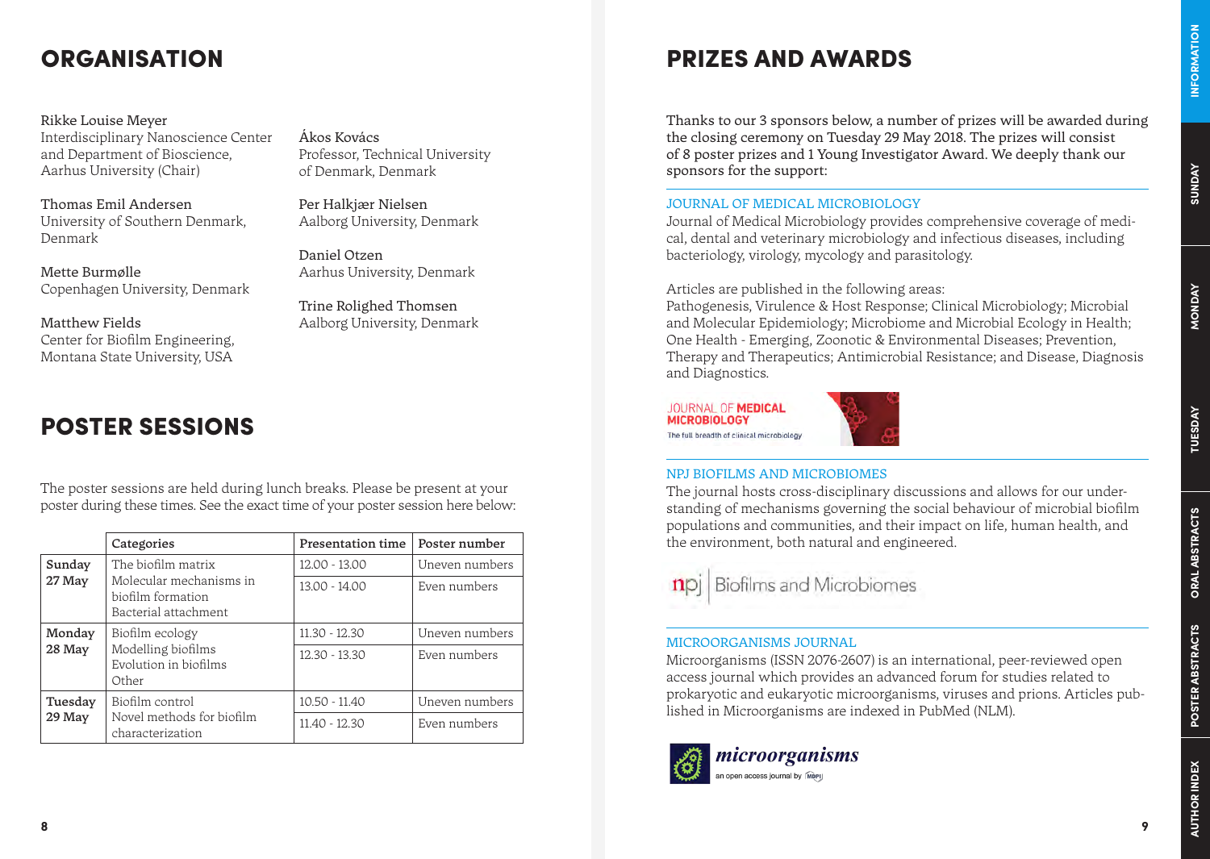# ORGANISATION

Rikke Louise Meyer
Interdisciplinary Nanoscience Center and Department of Bioscience, Aarhus University (Chair)

Thomas Emil Andersen
University of Southern Denmark, Denmark

Mette Burmølle
Copenhagen University, Denmark

Matthew Fields
Center for Biofilm Engineering, Montana State University, USA

Ákos Kovács
Professor, Technical University of Denmark, Denmark

Per Halkjær Nielsen
Aalborg University, Denmark

Daniel Otzen
Aarhus University, Denmark

Trine Rolighed Thomsen
Aalborg University, Denmark

# POSTER SESSIONS

The poster sessions are held during lunch breaks. Please be present at your poster during these times. See the exact time of your poster session here below:

| | Categories | Presentation time | Poster number |
|---|---|---|---|
| Sunday 27 May | The biofilm matrix<br>Molecular mechanisms in biofilm formation<br>Bacterial attachment | 12.00 - 13.00 | Uneven numbers |
| | | 13.00 - 14.00 | Even numbers |
| Monday 28 May | Biofilm ecology<br>Modelling biofilms<br>Evolution in biofilms<br>Other | 11.30 - 12.30 | Uneven numbers |
| | | 12.30 - 13.30 | Even numbers |
| Tuesday 29 May | Biofilm control<br>Novel methods for biofilm characterization | 10.50 - 11.40 | Uneven numbers |
| | | 11.40 - 12.30 | Even numbers |

# PRIZES AND AWARDS

Thanks to our 3 sponsors below, a number of prizes will be awarded during the closing ceremony on Tuesday 29 May 2018. The prizes will consist of 8 poster prizes and 1 Young Investigator Award. We deeply thank our sponsors for the support:

## JOURNAL OF MEDICAL MICROBIOLOGY

Journal of Medical Microbiology provides comprehensive coverage of medical, dental and veterinary microbiology and infectious diseases, including bacteriology, virology, mycology and parasitology.

Articles are published in the following areas:
Pathogenesis, Virulence & Host Response; Clinical Microbiology; Microbial and Molecular Epidemiology; Microbiome and Microbial Ecology in Health; One Health - Emerging, Zoonotic & Environmental Diseases; Prevention, Therapy and Therapeutics; Antimicrobial Resistance; and Disease, Diagnosis and Diagnostics.

JOURNAL OF MEDICAL MICROBIOLOGY
The full breadth of clinical microbiology

## NPJ BIOFILMS AND MICROBIOMES

The journal hosts cross-disciplinary discussions and allows for our understanding of mechanisms governing the social behaviour of microbial biofilm populations and communities, and their impact on life, human health, and the environment, both natural and engineered.

npj | Biofilms and Microbiomes

## MICROORGANISMS JOURNAL

Microorganisms (ISSN 2076-2607) is an international, peer-reviewed open access journal which provides an advanced forum for studies related to prokaryotic and eukaryotic microorganisms, viruses and prions. Articles published in Microorganisms are indexed in PubMed (NLM).

*microorganisms*
an open access journal by MDPI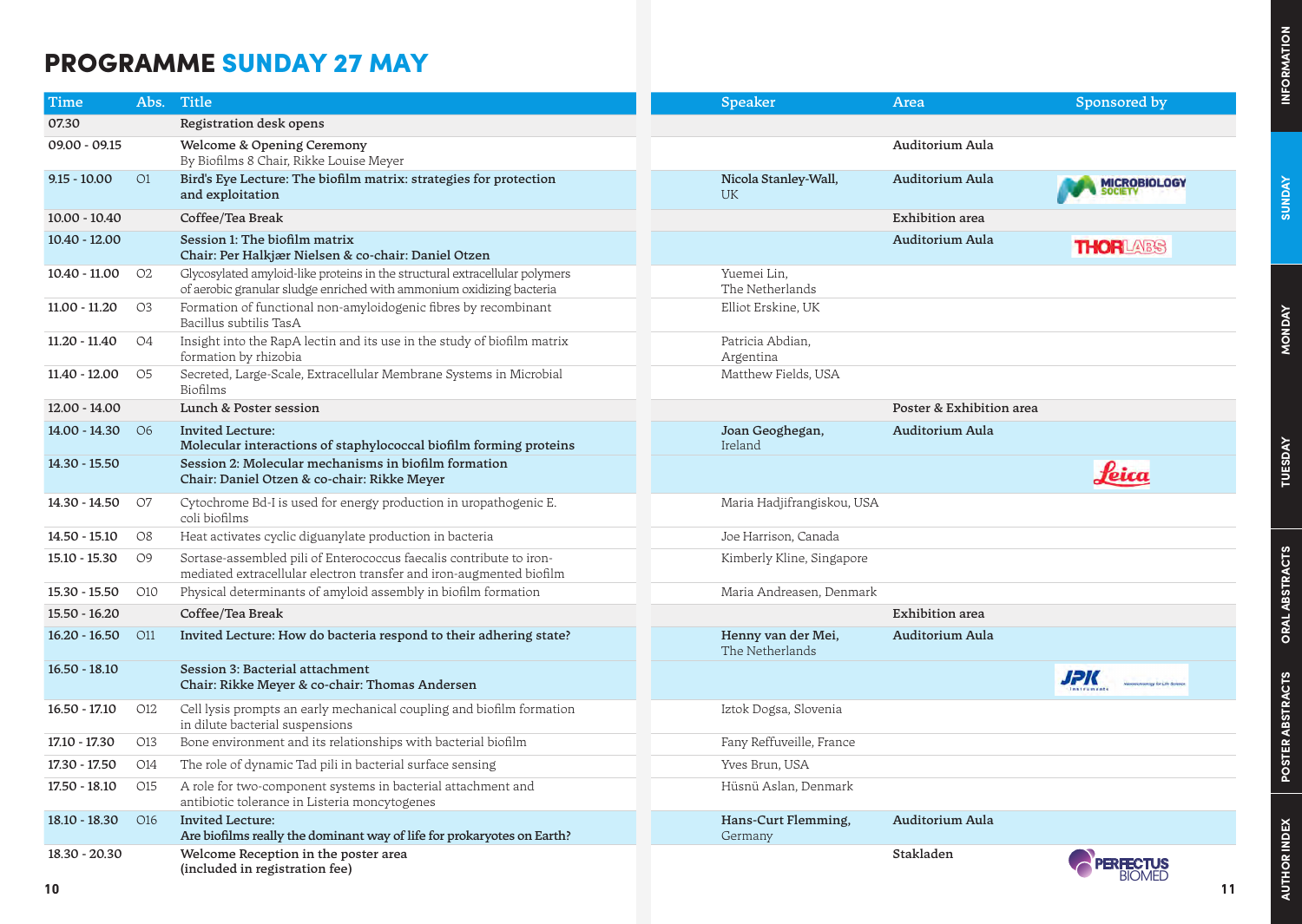# PROGRAMME SUNDAY 27 MAY

| Time | Abs. | Title | Speaker | Area | Sponsored by |
|---|---|---|---|---|---|
| 07.30 | | Registration desk opens | | | |
| 09.00 - 09.15 | | **Welcome & Opening Ceremony** By Biofilms 8 Chair, Rikke Louise Meyer | | **Auditorium Aula** | |
| 9.15 - 10.00 | O1 | **Bird's Eye Lecture: The biofilm matrix: strategies for protection and exploitation** | **Nicola Stanley-Wall,** UK | **Auditorium Aula** | MICROBIOLOGY SOCIETY |
| 10.00 - 10.40 | | **Coffee/Tea Break** | | **Exhibition area** | |
| 10.40 - 12.00 | | **Session 1: The biofilm matrix** **Chair: Per Halkjær Nielsen & co-chair: Daniel Otzen** | | **Auditorium Aula** | THORLABS |
| 10.40 - 11.00 | O2 | Glycosylated amyloid-like proteins in the structural extracellular polymers of aerobic granular sludge enriched with ammonium oxidizing bacteria | Yuemei Lin, The Netherlands | | |
| 11.00 - 11.20 | O3 | Formation of functional non-amyloidogenic fibres by recombinant Bacillus subtilis TasA | Elliot Erskine, UK | | |
| 11.20 - 11.40 | O4 | Insight into the RapA lectin and its use in the study of biofilm matrix formation by rhizobia | Patricia Abdian, Argentina | | |
| 11.40 - 12.00 | O5 | Secreted, Large-Scale, Extracellular Membrane Systems in Microbial Biofilms | Matthew Fields, USA | | |
| 12.00 - 14.00 | | **Lunch & Poster session** | | **Poster & Exhibition area** | |
| 14.00 - 14.30 | O6 | **Invited Lecture: Molecular interactions of staphylococcal biofilm forming proteins** | **Joan Geoghegan,** Ireland | **Auditorium Aula** | |
| 14.30 - 15.50 | | **Session 2: Molecular mechanisms in biofilm formation** **Chair: Daniel Otzen & co-chair: Rikke Meyer** | | | Leica |
| 14.30 - 14.50 | O7 | Cytochrome Bd-I is used for energy production in uropathogenic E. coli biofilms | Maria Hadjifrangiskou, USA | | |
| 14.50 - 15.10 | O8 | Heat activates cyclic diguanylate production in bacteria | Joe Harrison, Canada | | |
| 15.10 - 15.30 | O9 | Sortase-assembled pili of Enterococcus faecalis contribute to iron-mediated extracellular electron transfer and iron-augmented biofilm | Kimberly Kline, Singapore | | |
| 15.30 - 15.50 | O10 | Physical determinants of amyloid assembly in biofilm formation | Maria Andreasen, Denmark | | |
| 15.50 - 16.20 | | **Coffee/Tea Break** | | **Exhibition area** | |
| 16.20 - 16.50 | O11 | **Invited Lecture: How do bacteria respond to their adhering state?** | **Henny van der Mei,** The Netherlands | **Auditorium Aula** | |
| 16.50 - 18.10 | | **Session 3: Bacterial attachment** **Chair: Rikke Meyer & co-chair: Thomas Andersen** | | | JPK Instruments |
| 16.50 - 17.10 | O12 | Cell lysis prompts an early mechanical coupling and biofilm formation in dilute bacterial suspensions | Iztok Dogsa, Slovenia | | |
| 17.10 - 17.30 | O13 | Bone environment and its relationships with bacterial biofilm | Fany Reffuveille, France | | |
| 17.30 - 17.50 | O14 | The role of dynamic Tad pili in bacterial surface sensing | Yves Brun, USA | | |
| 17.50 - 18.10 | O15 | A role for two-component systems in bacterial attachment and antibiotic tolerance in Listeria moncytogenes | Hüsnü Aslan, Denmark | | |
| 18.10 - 18.30 | O16 | **Invited Lecture: Are biofilms really the dominant way of life for prokaryotes on Earth?** | **Hans-Curt Flemming,** Germany | **Auditorium Aula** | |
| 18.30 - 20.30 | | **Welcome Reception in the poster area (included in registration fee)** | | **Stakladen** | PERFECTUS BIOMED |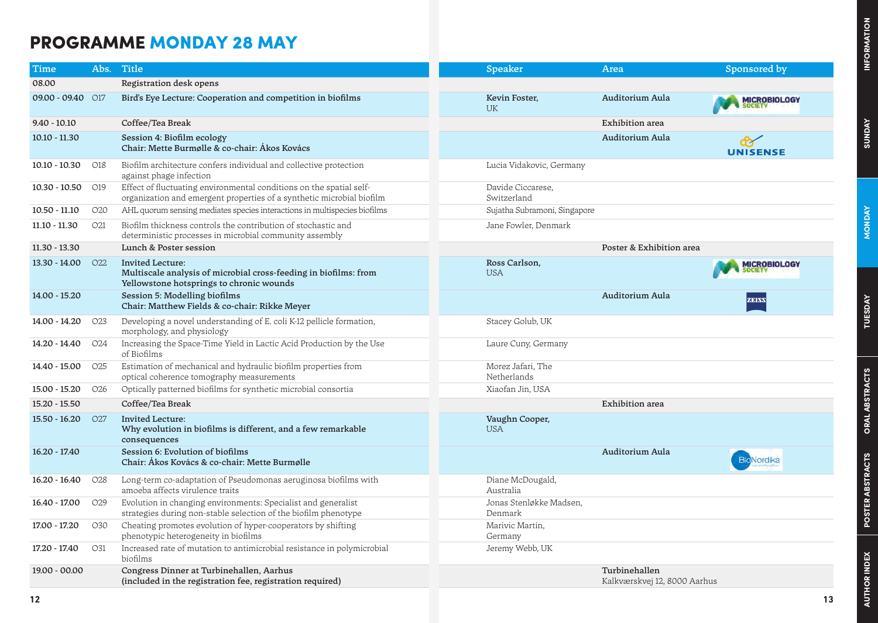# PROGRAMME MONDAY 28 MAY

| Time | Abs. | Title | Speaker | Area | Sponsored by |
|---|---|---|---|---|---|
| 08.00 | | Registration desk opens | | | |
| 09.00 - 09.40 | O17 | Bird's Eye Lecture: Cooperation and competition in biofilms | Kevin Foster, UK | Auditorium Aula | MICROBIOLOGY SOCIETY |
| 9.40 - 10.10 | | Coffee/Tea Break | | Exhibition area | |
| 10.10 - 11.30 | | Session 4: Biofilm ecology<br>Chair: Mette Burmølle & co-chair: Ákos Kovács | | Auditorium Aula | UNISENSE |
| 10.10 - 10.30 | O18 | Biofilm architecture confers individual and collective protection against phage infection | Lucia Vidakovic, Germany | | |
| 10.30 - 10.50 | O19 | Effect of fluctuating environmental conditions on the spatial self-organization and emergent properties of a synthetic microbial biofilm | Davide Ciccarese, Switzerland | | |
| 10.50 - 11.10 | O20 | AHL quorum sensing mediates species interactions in multispecies biofilms | Sujatha Subramoni, Singapore | | |
| 11.10 - 11.30 | O21 | Biofilm thickness controls the contribution of stochastic and deterministic processes in microbial community assembly | Jane Fowler, Denmark | | |
| 11.30 - 13.30 | | Lunch & Poster session | | Poster & Exhibition area | |
| 13.30 - 14.00 | O22 | Invited Lecture:<br>Multiscale analysis of microbial cross-feeding in biofilms: from Yellowstone hotsprings to chronic wounds | Ross Carlson, USA | | MICROBIOLOGY SOCIETY |
| 14.00 - 15.20 | | Session 5: Modelling biofilms<br>Chair: Matthew Fields & co-chair: Rikke Meyer | | Auditorium Aula | ZEISS |
| 14.00 - 14.20 | O23 | Developing a novel understanding of E. coli K-12 pellicle formation, morphology, and physiology | Stacey Golub, UK | | |
| 14.20 - 14.40 | O24 | Increasing the Space-Time Yield in Lactic Acid Production by the Use of Biofilms | Laure Cuny, Germany | | |
| 14.40 - 15.00 | O25 | Estimation of mechanical and hydraulic biofilm properties from optical coherence tomography measurements | Morez Jafari, The Netherlands | | |
| 15.00 - 15.20 | O26 | Optically patterned biofilms for synthetic microbial consortia | Xiaofan Jin, USA | | |
| 15.20 - 15.50 | | Coffee/Tea Break | | Exhibition area | |
| 15.50 - 16.20 | O27 | Invited Lecture:<br>Why evolution in biofilms is different, and a few remarkable consequences | Vaughn Cooper, USA | | |
| 16.20 - 17.40 | | Session 6: Evolution of biofilms<br>Chair: Ákos Kovács & co-chair: Mette Burmølle | | Auditorium Aula | BioNordika |
| 16.20 - 16.40 | O28 | Long-term co-adaptation of Pseudomonas aeruginosa biofilms with amoeba affects virulence traits | Diane McDougald, Australia | | |
| 16.40 - 17.00 | O29 | Evolution in changing environments: Specialist and generalist strategies during non-stable selection of the biofilm phenotype | Jonas Stenløkke Madsen, Denmark | | |
| 17.00 - 17.20 | O30 | Cheating promotes evolution of hyper-cooperators by shifting phenotypic heterogeneity in biofilms | Marivic Martin, Germany | | |
| 17.20 - 17.40 | O31 | Increased rate of mutation to antimicrobial resistance in polymicrobial biofilms | Jeremy Webb, UK | | |
| 19.00 - 00.00 | | Congress Dinner at Turbinehallen, Aarhus<br>(included in the registration fee, registration required) | | Turbinehallen<br>Kalkværskvej 12, 8000 Aarhus | |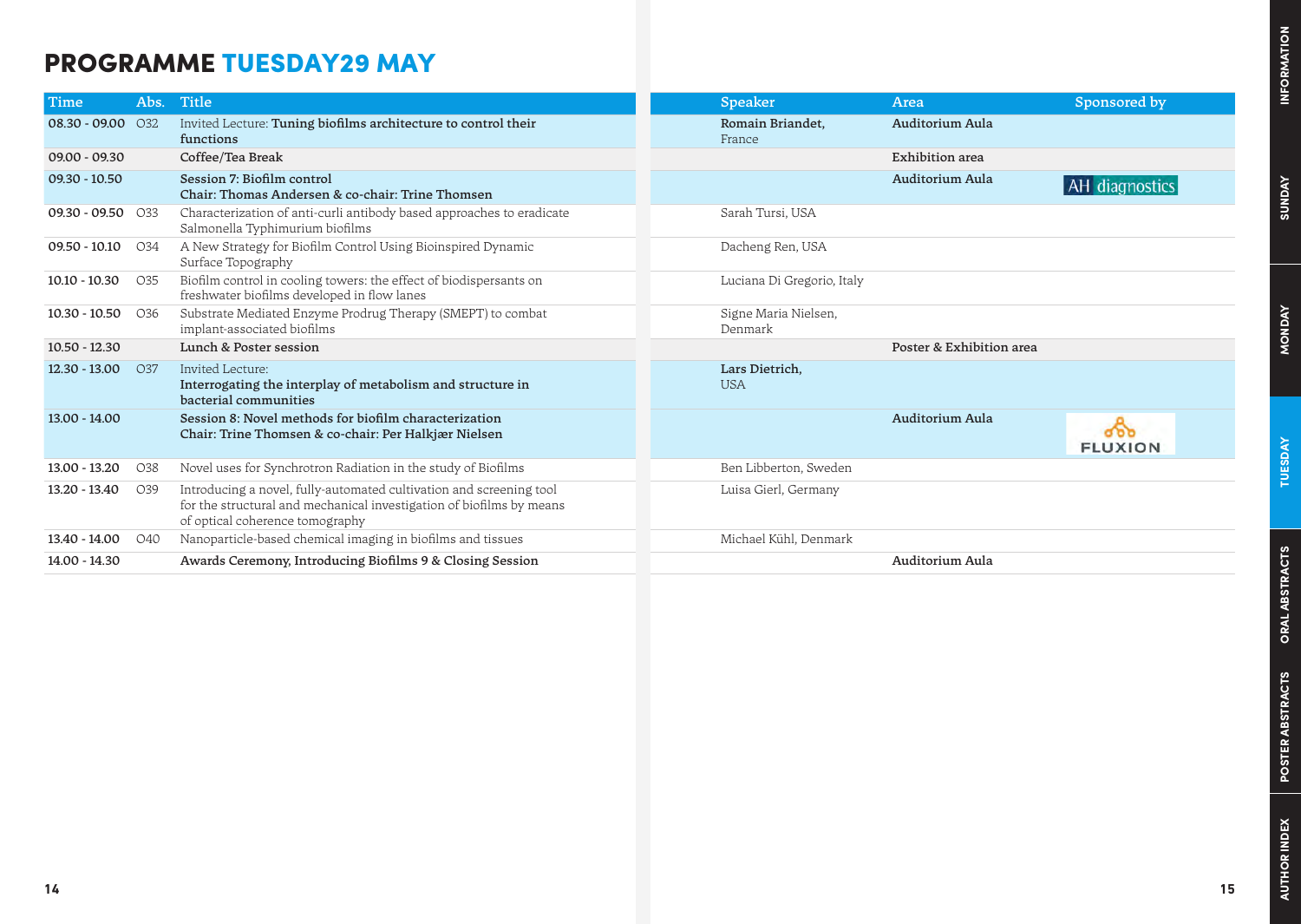# PROGRAMME TUESDAY29 MAY

| Time | Abs. | Title | Speaker | Area | Sponsored by |
|---|---|---|---|---|---|
| 08.30 - 09.00 | O32 | Invited Lecture: **Tuning biofilms architecture to control their functions** | **Romain Briandet,** France | **Auditorium Aula** | |
| 09.00 - 09.30 | | **Coffee/Tea Break** | | **Exhibition area** | |
| 09.30 - 10.50 | | **Session 7: Biofilm control** **Chair: Thomas Andersen & co-chair: Trine Thomsen** | | **Auditorium Aula** | AH diagnostics |
| 09.30 - 09.50 | O33 | Characterization of anti-curli antibody based approaches to eradicate Salmonella Typhimurium biofilms | Sarah Tursi, USA | | |
| 09.50 - 10.10 | O34 | A New Strategy for Biofilm Control Using Bioinspired Dynamic Surface Topography | Dacheng Ren, USA | | |
| 10.10 - 10.30 | O35 | Biofilm control in cooling towers: the effect of biodispersants on freshwater biofilms developed in flow lanes | Luciana Di Gregorio, Italy | | |
| 10.30 - 10.50 | O36 | Substrate Mediated Enzyme Prodrug Therapy (SMEPT) to combat implant-associated biofilms | Signe Maria Nielsen, Denmark | | |
| 10.50 - 12.30 | | **Lunch & Poster session** | | **Poster & Exhibition area** | |
| 12.30 - 13.00 | O37 | Invited Lecture: **Interrogating the interplay of metabolism and structure in bacterial communities** | **Lars Dietrich,** USA | | |
| 13.00 - 14.00 | | **Session 8: Novel methods for biofilm characterization** **Chair: Trine Thomsen & co-chair: Per Halkjær Nielsen** | | **Auditorium Aula** | FLUXION |
| 13.00 - 13.20 | O38 | Novel uses for Synchrotron Radiation in the study of Biofilms | Ben Libberton, Sweden | | |
| 13.20 - 13.40 | O39 | Introducing a novel, fully-automated cultivation and screening tool for the structural and mechanical investigation of biofilms by means of optical coherence tomography | Luisa Gierl, Germany | | |
| 13.40 - 14.00 | O40 | Nanoparticle-based chemical imaging in biofilms and tissues | Michael Kühl, Denmark | | |
| 14.00 - 14.30 | | **Awards Ceremony, Introducing Biofilms 9 & Closing Session** | | **Auditorium Aula** | |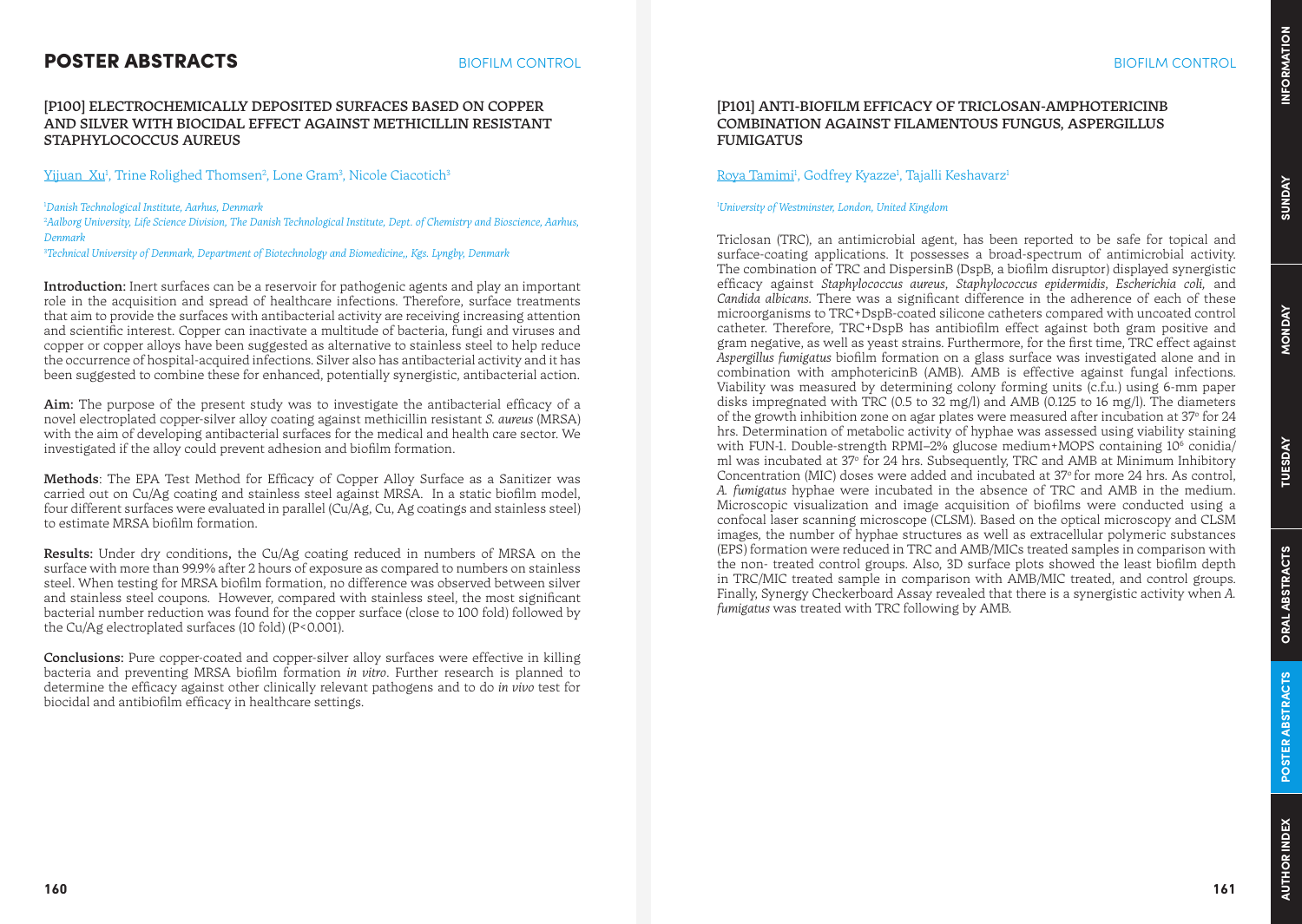# POSTER ABSTRACTS

BIOFILM CONTROL

## [P100] ELECTROCHEMICALLY DEPOSITED SURFACES BASED ON COPPER AND SILVER WITH BIOCIDAL EFFECT AGAINST METHICILLIN RESISTANT STAPHYLOCOCCUS AUREUS

Yijuan Xu[1], Trine Rolighed Thomsen[2], Lone Gram[3], Nicole Ciacotich[3]

[1]*Danish Technological Institute, Aarhus, Denmark*
[2]*Aalborg University, Life Science Division, The Danish Technological Institute, Dept. of Chemistry and Bioscience, Aarhus, Denmark*
[3]*Technical University of Denmark, Department of Biotechnology and Biomedicine,, Kgs. Lyngby, Denmark*

**Introduction:** Inert surfaces can be a reservoir for pathogenic agents and play an important role in the acquisition and spread of healthcare infections. Therefore, surface treatments that aim to provide the surfaces with antibacterial activity are receiving increasing attention and scientific interest. Copper can inactivate a multitude of bacteria, fungi and viruses and copper or copper alloys have been suggested as alternative to stainless steel to help reduce the occurrence of hospital-acquired infections. Silver also has antibacterial activity and it has been suggested to combine these for enhanced, potentially synergistic, antibacterial action.

**Aim:** The purpose of the present study was to investigate the antibacterial efficacy of a novel electroplated copper-silver alloy coating against methicillin resistant *S. aureus* (MRSA) with the aim of developing antibacterial surfaces for the medical and health care sector. We investigated if the alloy could prevent adhesion and biofilm formation.

**Methods**: The EPA Test Method for Efficacy of Copper Alloy Surface as a Sanitizer was carried out on Cu/Ag coating and stainless steel against MRSA. In a static biofilm model, four different surfaces were evaluated in parallel (Cu/Ag, Cu, Ag coatings and stainless steel) to estimate MRSA biofilm formation.

**Results:** Under dry conditions**,** the Cu/Ag coating reduced in numbers of MRSA on the surface with more than 99.9% after 2 hours of exposure as compared to numbers on stainless steel. When testing for MRSA biofilm formation, no difference was observed between silver and stainless steel coupons. However, compared with stainless steel, the most significant bacterial number reduction was found for the copper surface (close to 100 fold) followed by the Cu/Ag electroplated surfaces (10 fold) ($P<0.001$).

**Conclusions:** Pure copper-coated and copper-silver alloy surfaces were effective in killing bacteria and preventing MRSA biofilm formation *in vitro*. Further research is planned to determine the efficacy against other clinically relevant pathogens and to do *in vivo* test for biocidal and antibiofilm efficacy in healthcare settings.

BIOFILM CONTROL

## [P101] ANTI-BIOFILM EFFICACY OF TRICLOSAN-AMPHOTERICINB COMBINATION AGAINST FILAMENTOUS FUNGUS, ASPERGILLUS FUMIGATUS

Roya Tamimi[1], Godfrey Kyazze[1], Tajalli Keshavarz[1]

[1]*University of Westminster, London, United Kingdom*

Triclosan (TRC), an antimicrobial agent, has been reported to be safe for topical and surface-coating applications. It possesses a broad-spectrum of antimicrobial activity. The combination of TRC and DispersinB (DspB, a biofilm disruptor) displayed synergistic efficacy against *Staphylococcus aureus*, *Staphylococcus epidermidis*, *Escherichia coli,* and *Candida albicans*. There was a significant difference in the adherence of each of these microorganisms to TRC+DspB-coated silicone catheters compared with uncoated control catheter. Therefore, TRC+DspB has antibiofilm effect against both gram positive and gram negative, as well as yeast strains. Furthermore, for the first time, TRC effect against *Aspergillus fumigatus* biofilm formation on a glass surface was investigated alone and in combination with amphotericinB (AMB). AMB is effective against fungal infections. Viability was measured by determining colony forming units (c.f.u.) using 6-mm paper disks impregnated with TRC (0.5 to 32 mg/l) and AMB (0.125 to 16 mg/l). The diameters of the growth inhibition zone on agar plates were measured after incubation at 37° for 24 hrs. Determination of metabolic activity of hyphae was assessed using viability staining with FUN-1. Double-strength RPMI–2% glucose medium+MOPS containing $10^6$ conidia/ml was incubated at 37° for 24 hrs. Subsequently, TRC and AMB at Minimum Inhibitory Concentration (MIC) doses were added and incubated at 37° for more 24 hrs. As control, *A. fumigatus* hyphae were incubated in the absence of TRC and AMB in the medium. Microscopic visualization and image acquisition of biofilms were conducted using a confocal laser scanning microscope (CLSM). Based on the optical microscopy and CLSM images, the number of hyphae structures as well as extracellular polymeric substances (EPS) formation were reduced in TRC and AMB/MICs treated samples in comparison with the non- treated control groups. Also, 3D surface plots showed the least biofilm depth in TRC/MIC treated sample in comparison with AMB/MIC treated, and control groups. Finally, Synergy Checkerboard Assay revealed that there is a synergistic activity when *A. fumigatus* was treated with TRC following by AMB.